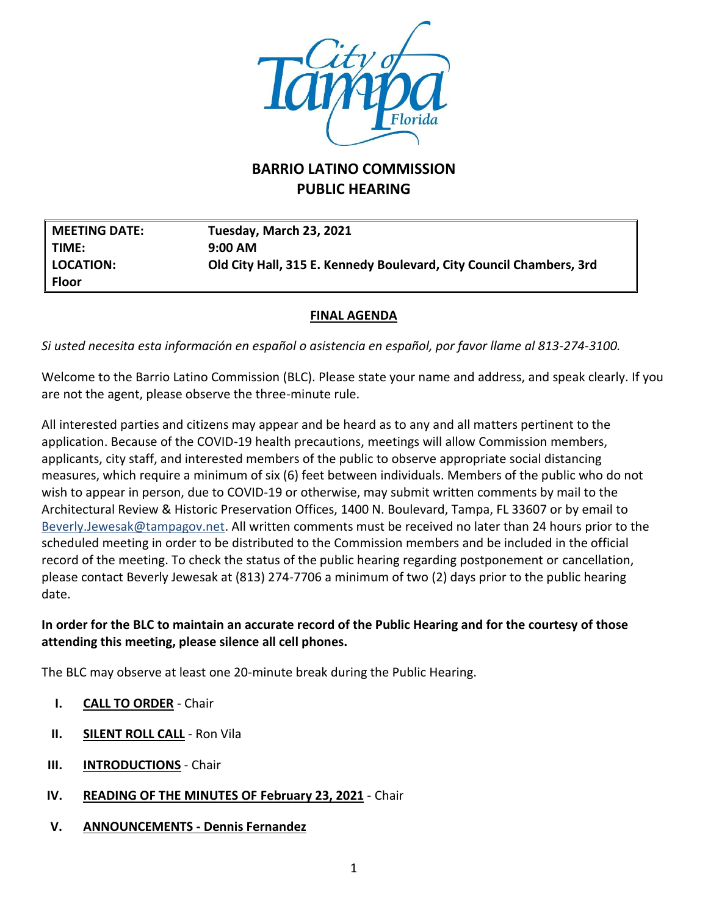# BARRIO LATINO COMMISSION
# PUBLIC HEARING

| | |
|---|---|
| **MEETING DATE:** | **Tuesday, March 23, 2021** |
| **TIME:** | **9:00 AM** |
| **LOCATION:** | **Old City Hall, 315 E. Kennedy Boulevard, City Council Chambers, 3rd Floor** |

**FINAL AGENDA**

*Si usted necesita esta información en español o asistencia en español, por favor llame al 813-274-3100.*

Welcome to the Barrio Latino Commission (BLC). Please state your name and address, and speak clearly. If you are not the agent, please observe the three-minute rule.

All interested parties and citizens may appear and be heard as to any and all matters pertinent to the application. Because of the COVID-19 health precautions, meetings will allow Commission members, applicants, city staff, and interested members of the public to observe appropriate social distancing measures, which require a minimum of six (6) feet between individuals. Members of the public who do not wish to appear in person, due to COVID-19 or otherwise, may submit written comments by mail to the Architectural Review & Historic Preservation Offices, 1400 N. Boulevard, Tampa, FL 33607 or by email to Beverly.Jewesak@tampagov.net. All written comments must be received no later than 24 hours prior to the scheduled meeting in order to be distributed to the Commission members and be included in the official record of the meeting. To check the status of the public hearing regarding postponement or cancellation, please contact Beverly Jewesak at (813) 274-7706 a minimum of two (2) days prior to the public hearing date.

**In order for the BLC to maintain an accurate record of the Public Hearing and for the courtesy of those attending this meeting, please silence all cell phones.**

The BLC may observe at least one 20-minute break during the Public Hearing.

- **I. CALL TO ORDER** - Chair
- **II. SILENT ROLL CALL** - Ron Vila
- **III. INTRODUCTIONS** - Chair
- **IV. READING OF THE MINUTES OF February 23, 2021** - Chair
- **V. ANNOUNCEMENTS - Dennis Fernandez**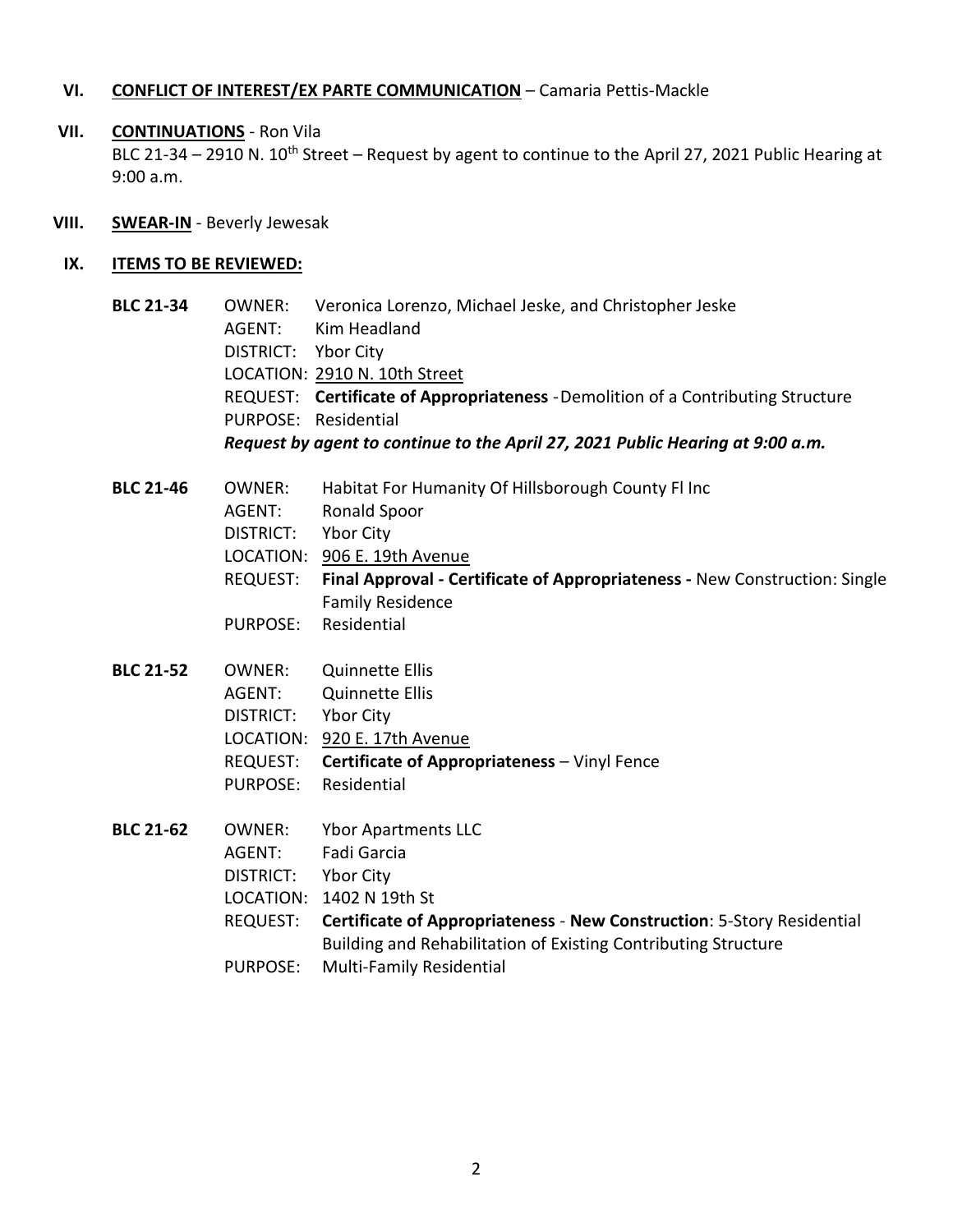**VI. <u>CONFLICT OF INTEREST/EX PARTE COMMUNICATION</u>** – Camaria Pettis-Mackle

**VII. <u>CONTINUATIONS</u>** - Ron Vila

BLC 21-34 – 2910 N. 10th Street – Request by agent to continue to the April 27, 2021 Public Hearing at 9:00 a.m.

**VIII. <u>SWEAR-IN</u>** - Beverly Jewesak

**IX. <u>ITEMS TO BE REVIEWED:</u>**

**BLC 21-34**
OWNER: Veronica Lorenzo, Michael Jeske, and Christopher Jeske
AGENT: Kim Headland
DISTRICT: Ybor City
LOCATION: <u>2910 N. 10th Street</u>
REQUEST: **Certificate of Appropriateness** - Demolition of a Contributing Structure
PURPOSE: Residential
***Request by agent to continue to the April 27, 2021 Public Hearing at 9:00 a.m.***

**BLC 21-46**
OWNER: Habitat For Humanity Of Hillsborough County Fl Inc
AGENT: Ronald Spoor
DISTRICT: Ybor City
LOCATION: <u>906 E. 19th Avenue</u>
REQUEST: **Final Approval - Certificate of Appropriateness -** New Construction: Single Family Residence
PURPOSE: Residential

**BLC 21-52**
OWNER: Quinnette Ellis
AGENT: Quinnette Ellis
DISTRICT: Ybor City
LOCATION: <u>920 E. 17th Avenue</u>
REQUEST: **Certificate of Appropriateness** – Vinyl Fence
PURPOSE: Residential

**BLC 21-62**
OWNER: Ybor Apartments LLC
AGENT: Fadi Garcia
DISTRICT: Ybor City
LOCATION: 1402 N 19th St
REQUEST: **Certificate of Appropriateness** - **New Construction**: 5-Story Residential Building and Rehabilitation of Existing Contributing Structure
PURPOSE: Multi-Family Residential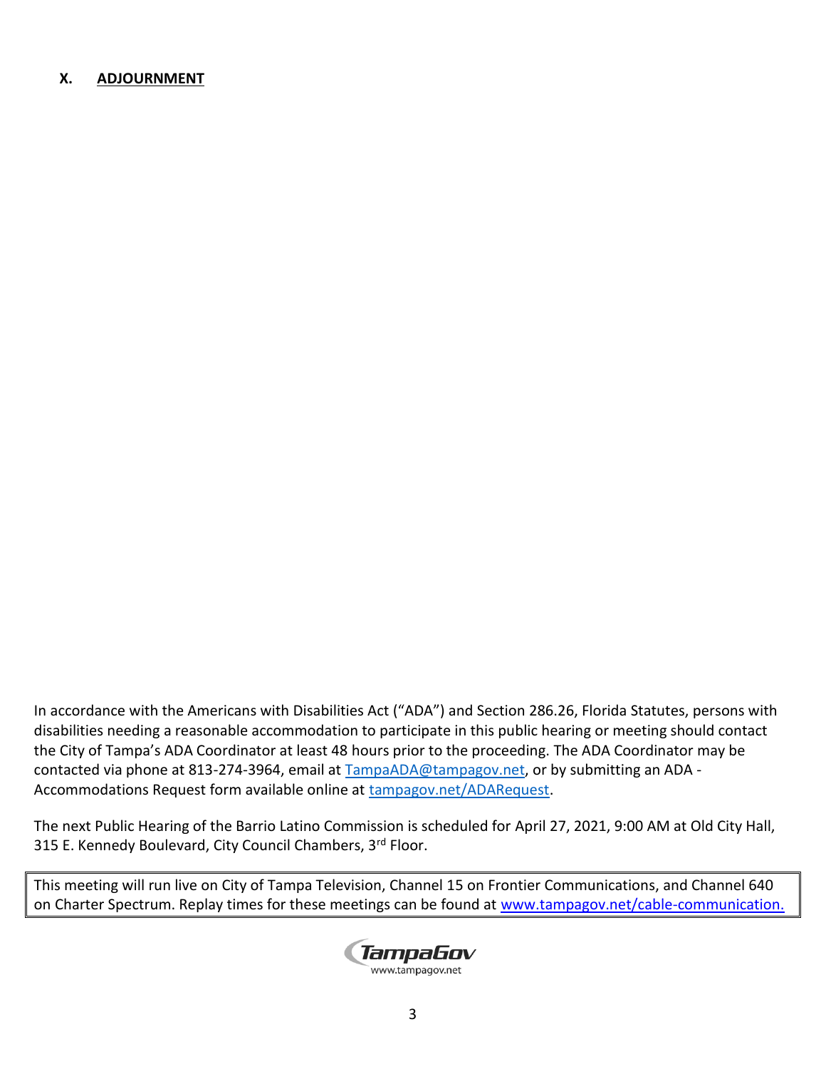## X. ADJOURNMENT

In accordance with the Americans with Disabilities Act ("ADA") and Section 286.26, Florida Statutes, persons with disabilities needing a reasonable accommodation to participate in this public hearing or meeting should contact the City of Tampa's ADA Coordinator at least 48 hours prior to the proceeding. The ADA Coordinator may be contacted via phone at 813-274-3964, email at TampaADA@tampagov.net, or by submitting an ADA - Accommodations Request form available online at tampagov.net/ADARequest.

The next Public Hearing of the Barrio Latino Commission is scheduled for April 27, 2021, 9:00 AM at Old City Hall, 315 E. Kennedy Boulevard, City Council Chambers, 3rd Floor.

This meeting will run live on City of Tampa Television, Channel 15 on Frontier Communications, and Channel 640 on Charter Spectrum. Replay times for these meetings can be found at www.tampagov.net/cable-communication.

TampaGov
www.tampagov.net